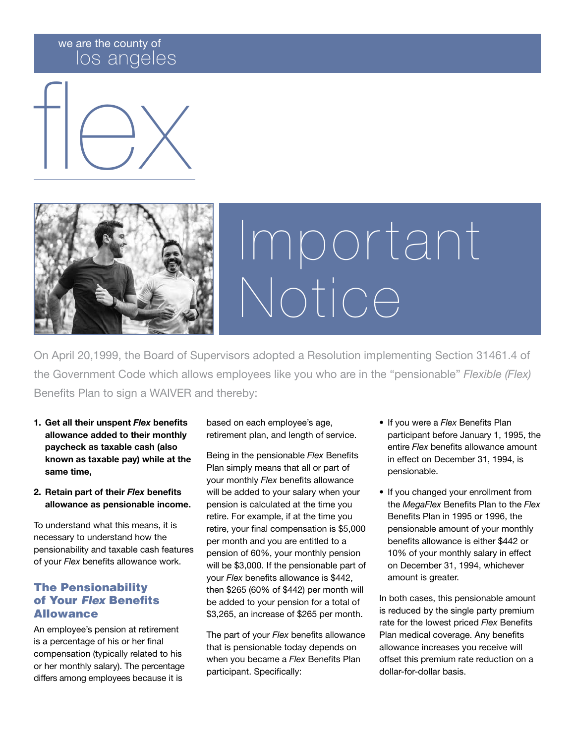we are the county of los angeles

# flex

# Important Notice

On April 20,1999, the Board of Supervisors adopted a Resolution implementing Section 31461.4 of the Government Code which allows employees like you who are in the "pensionable" *Flexible (Flex)* Benefits Plan to sign a WAIVER and thereby:

1. **Get all their unspent *Flex* benefits allowance added to their monthly paycheck as taxable cash (also known as taxable pay) while at the same time,**
2. **Retain part of their *Flex* benefits allowance as pensionable income.**

To understand what this means, it is necessary to understand how the pensionability and taxable cash features of your *Flex* benefits allowance work.

## The Pensionability of Your *Flex* Benefits Allowance

An employee's pension at retirement is a percentage of his or her final compensation (typically related to his or her monthly salary). The percentage differs among employees because it is based on each employee's age, retirement plan, and length of service.

Being in the pensionable *Flex* Benefits Plan simply means that all or part of your monthly *Flex* benefits allowance will be added to your salary when your pension is calculated at the time you retire. For example, if at the time you retire, your final compensation is $5,000 per month and you are entitled to a pension of 60%, your monthly pension will be $3,000. If the pensionable part of your *Flex* benefits allowance is $442, then $265 (60% of $442) per month will be added to your pension for a total of $3,265, an increase of $265 per month.

The part of your *Flex* benefits allowance that is pensionable today depends on when you became a *Flex* Benefits Plan participant. Specifically:

- If you were a *Flex* Benefits Plan participant before January 1, 1995, the entire *Flex* benefits allowance amount in effect on December 31, 1994, is pensionable.
- If you changed your enrollment from the *MegaFlex* Benefits Plan to the *Flex* Benefits Plan in 1995 or 1996, the pensionable amount of your monthly benefits allowance is either $442 or 10% of your monthly salary in effect on December 31, 1994, whichever amount is greater.

In both cases, this pensionable amount is reduced by the single party premium rate for the lowest priced *Flex* Benefits Plan medical coverage. Any benefits allowance increases you receive will offset this premium rate reduction on a dollar-for-dollar basis.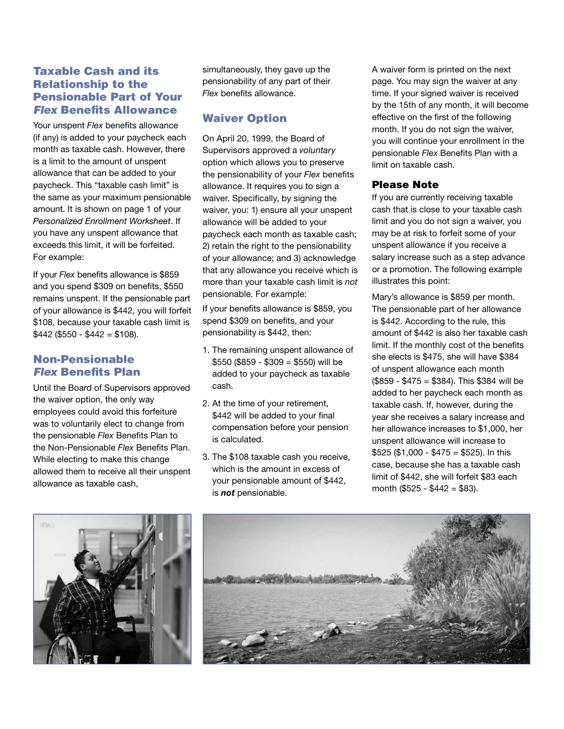## Taxable Cash and its Relationship to the Pensionable Part of Your *Flex* Benefits Allowance

Your unspent *Flex* benefits allowance (if any) is added to your paycheck each month as taxable cash. However, there is a limit to the amount of unspent allowance that can be added to your paycheck. This "taxable cash limit" is the same as your maximum pensionable amount. It is shown on page 1 of your *Personalized Enrollment Worksheet*. If you have any unspent allowance that exceeds this limit, it will be forfeited. For example:

If your *Flex* benefits allowance is $859 and you spend $309 on benefits, $550 remains unspent. If the pensionable part of your allowance is $442, you will forfeit $108, because your taxable cash limit is $442 ($550 - $442 = $108).

## Non-Pensionable *Flex* Benefits Plan

Until the Board of Supervisors approved the waiver option, the only way employees could avoid this forfeiture was to voluntarily elect to change from the pensionable *Flex* Benefits Plan to the Non-Pensionable *Flex* Benefits Plan. While electing to make this change allowed them to receive all their unspent allowance as taxable cash, simultaneously, they gave up the pensionability of any part of their *Flex* benefits allowance.

## Waiver Option

On April 20, 1999, the Board of Supervisors approved a *voluntary* option which allows you to preserve the pensionability of your *Flex* benefits allowance. It requires you to sign a waiver. Specifically, by signing the waiver, you: 1) ensure all your unspent allowance will be added to your paycheck each month as taxable cash; 2) retain the right to the pensionability of your allowance; and 3) acknowledge that any allowance you receive which is more than your taxable cash limit is *not* pensionable. For example:

If your benefits allowance is $859, you spend $309 on benefits, and your pensionability is $442, then:

1. The remaining unspent allowance of $550 ($859 - $309 = $550) will be added to your paycheck as taxable cash.
2. At the time of your retirement, $442 will be added to your final compensation before your pension is calculated.
3. The $108 taxable cash you receive, which is the amount in excess of your pensionable amount of $442, is ***not*** pensionable.

A waiver form is printed on the next page. You may sign the waiver at any time. If your signed waiver is received by the 15th of any month, it will become effective on the first of the following month. If you do not sign the waiver, you will continue your enrollment in the pensionable *Flex* Benefits Plan with a limit on taxable cash.

### Please Note

If you are currently receiving taxable cash that is close to your taxable cash limit and you do not sign a waiver, you may be at risk to forfeit some of your unspent allowance if you receive a salary increase such as a step advance or a promotion. The following example illustrates this point:

Mary's allowance is $859 per month. The pensionable part of her allowance is $442. According to the rule, this amount of $442 is also her taxable cash limit. If the monthly cost of the benefits she elects is $475, she will have $384 of unspent allowance each month ($859 - $475 = $384). This $384 will be added to her paycheck each month as taxable cash. If, however, during the year she receives a salary increase and her allowance increases to $1,000, her unspent allowance will increase to $525 ($1,000 - $475 = $525). In this case, because she has a taxable cash limit of $442, she will forfeit $83 each month ($525 - $442 = $83).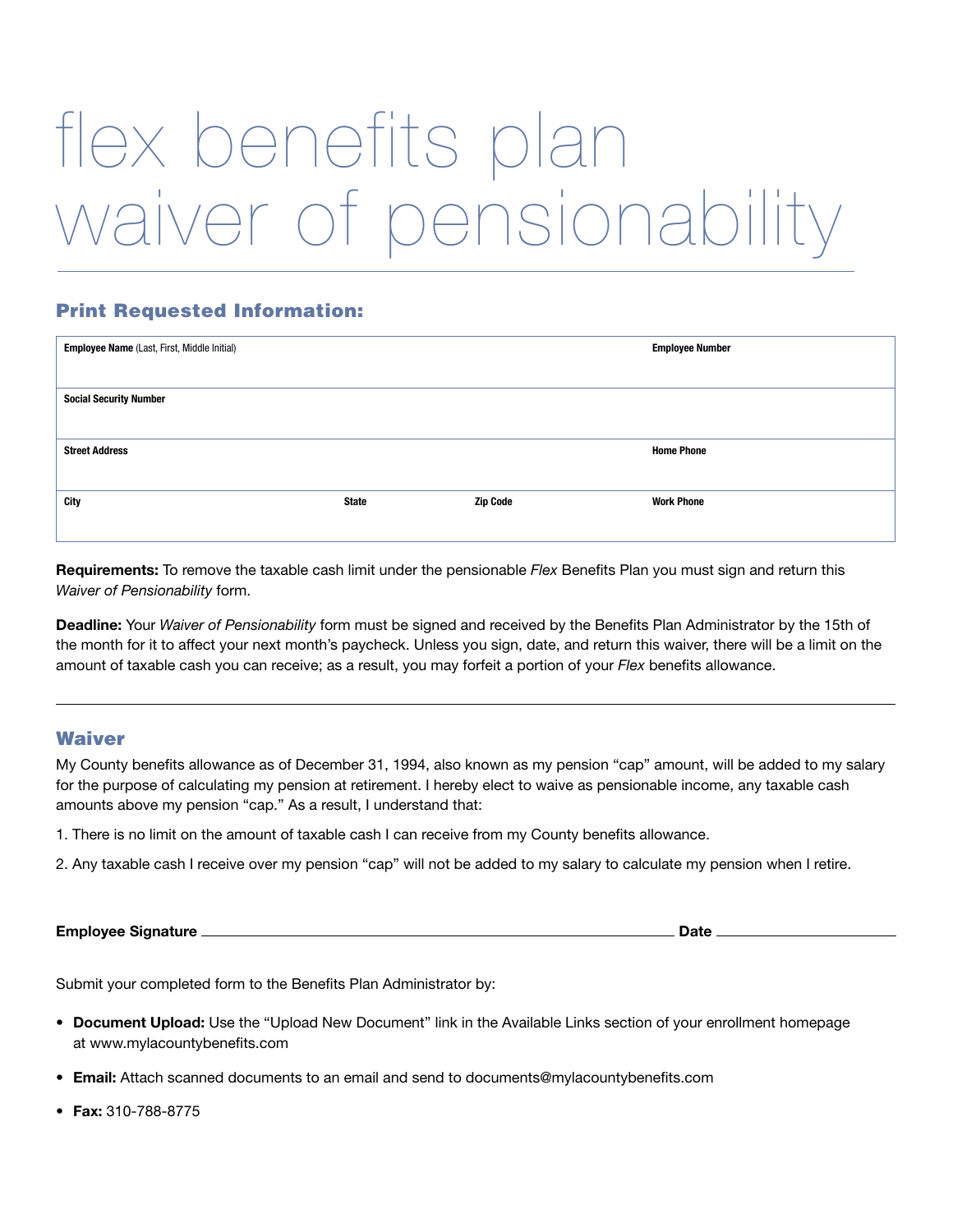# flex benefits plan waiver of pensionability

## Print Requested Information:

| Employee Name (Last, First, Middle Initial) | | | Employee Number |
|---|---|---|---|
| **Social Security Number** | | | |
| **Street Address** | | | **Home Phone** |
| **City** | **State** | **Zip Code** | **Work Phone** |

**Requirements:** To remove the taxable cash limit under the pensionable *Flex* Benefits Plan you must sign and return this *Waiver of Pensionability* form.

**Deadline:** Your *Waiver of Pensionability* form must be signed and received by the Benefits Plan Administrator by the 15th of the month for it to affect your next month's paycheck. Unless you sign, date, and return this waiver, there will be a limit on the amount of taxable cash you can receive; as a result, you may forfeit a portion of your *Flex* benefits allowance.

---

## Waiver

My County benefits allowance as of December 31, 1994, also known as my pension "cap" amount, will be added to my salary for the purpose of calculating my pension at retirement. I hereby elect to waive as pensionable income, any taxable cash amounts above my pension "cap." As a result, I understand that:

1. There is no limit on the amount of taxable cash I can receive from my County benefits allowance.
2. Any taxable cash I receive over my pension "cap" will not be added to my salary to calculate my pension when I retire.

**Employee Signature** ______________________________ **Date** ______________

Submit your completed form to the Benefits Plan Administrator by:

- **Document Upload:** Use the "Upload New Document" link in the Available Links section of your enrollment homepage at www.mylacountybenefits.com
- **Email:** Attach scanned documents to an email and send to documents@mylacountybenefits.com
- **Fax:** 310-788-8775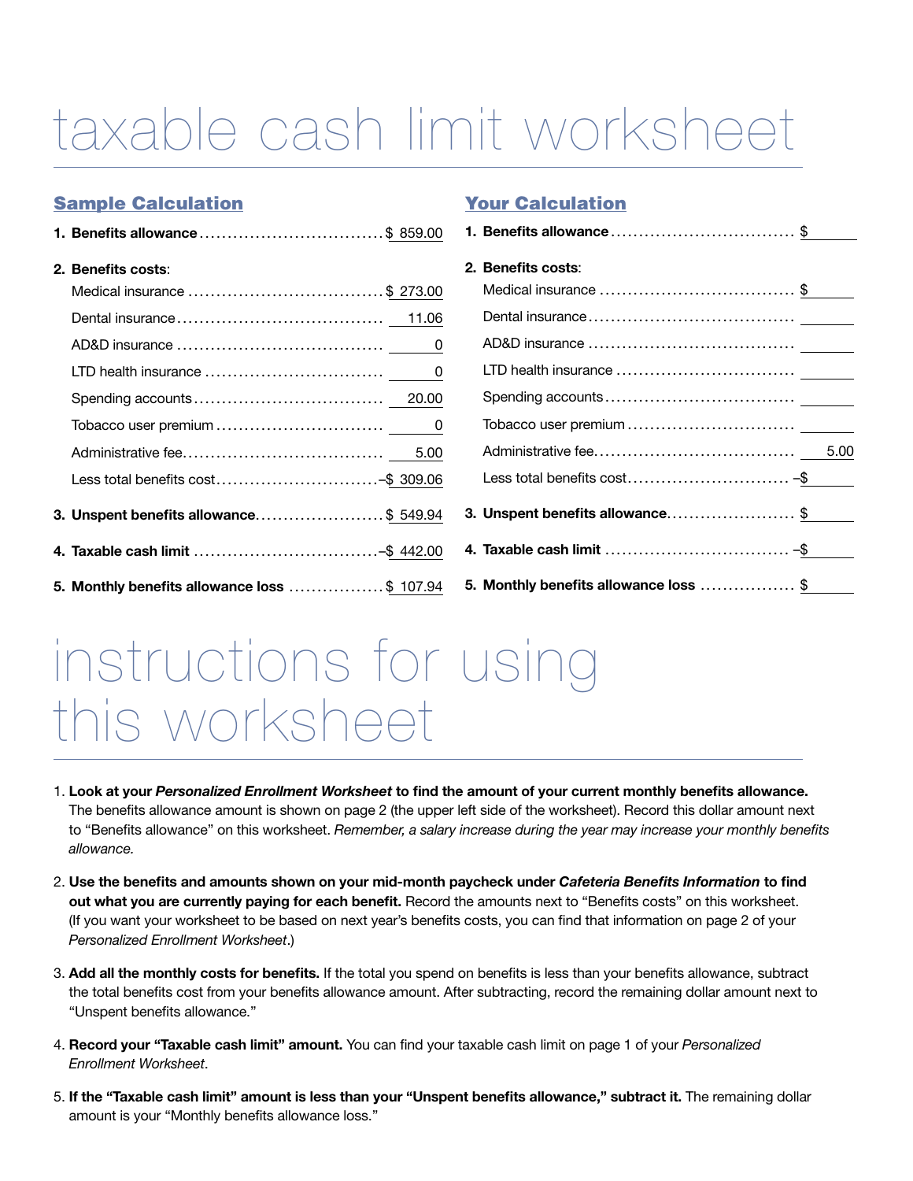# taxable cash limit worksheet

## Sample Calculation

| | |
|---|---|
| **1. Benefits allowance** | $ 859.00 |
| **2. Benefits costs**: | |
| Medical insurance | $ 273.00 |
| Dental insurance | 11.06 |
| AD&D insurance | 0 |
| LTD health insurance | 0 |
| Spending accounts | 20.00 |
| Tobacco user premium | 0 |
| Administrative fee | 5.00 |
| Less total benefits cost | –$ 309.06 |
| **3. Unspent benefits allowance** | $ 549.94 |
| **4. Taxable cash limit** | –$ 442.00 |
| **5. Monthly benefits allowance loss** | $ 107.94 |

## Your Calculation

| | |
|---|---|
| **1. Benefits allowance** | $ |
| **2. Benefits costs**: | |
| Medical insurance | $ |
| Dental insurance | |
| AD&D insurance | |
| LTD health insurance | |
| Spending accounts | |
| Tobacco user premium | |
| Administrative fee | 5.00 |
| Less total benefits cost | –$ |
| **3. Unspent benefits allowance** | $ |
| **4. Taxable cash limit** | –$ |
| **5. Monthly benefits allowance loss** | $ |

# instructions for using this worksheet

1. **Look at your *Personalized Enrollment Worksheet* to find the amount of your current monthly benefits allowance.** The benefits allowance amount is shown on page 2 (the upper left side of the worksheet). Record this dollar amount next to "Benefits allowance" on this worksheet. *Remember, a salary increase during the year may increase your monthly benefits allowance.*

2. **Use the benefits and amounts shown on your mid-month paycheck under *Cafeteria Benefits Information* to find out what you are currently paying for each benefit.** Record the amounts next to "Benefits costs" on this worksheet. (If you want your worksheet to be based on next year's benefits costs, you can find that information on page 2 of your *Personalized Enrollment Worksheet*.)

3. **Add all the monthly costs for benefits.** If the total you spend on benefits is less than your benefits allowance, subtract the total benefits cost from your benefits allowance amount. After subtracting, record the remaining dollar amount next to "Unspent benefits allowance."

4. **Record your "Taxable cash limit" amount.** You can find your taxable cash limit on page 1 of your *Personalized Enrollment Worksheet*.

5. **If the "Taxable cash limit" amount is less than your "Unspent benefits allowance," subtract it.** The remaining dollar amount is your "Monthly benefits allowance loss."